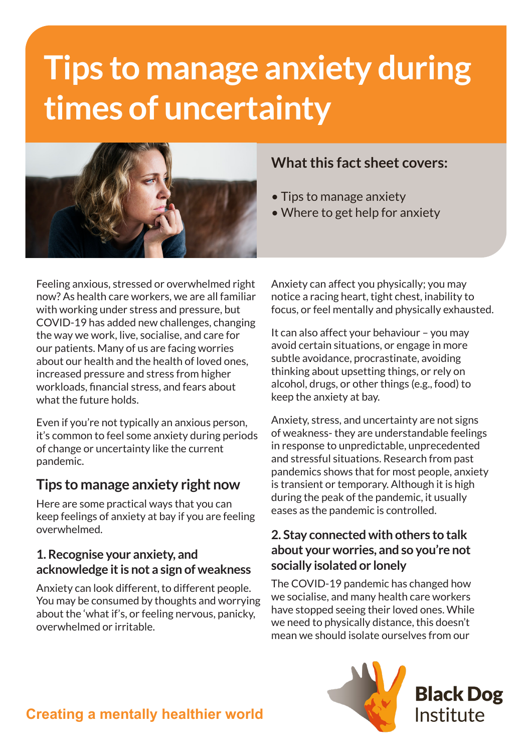# Tips to manage anxiety during times of uncertainty

## What this fact sheet covers:

- Tips to manage anxiety
- Where to get help for anxiety

Feeling anxious, stressed or overwhelmed right now? As health care workers, we are all familiar with working under stress and pressure, but COVID-19 has added new challenges, changing the way we work, live, socialise, and care for our patients. Many of us are facing worries about our health and the health of loved ones, increased pressure and stress from higher workloads, financial stress, and fears about what the future holds.

Even if you're not typically an anxious person, it's common to feel some anxiety during periods of change or uncertainty like the current pandemic.

## Tips to manage anxiety right now

Here are some practical ways that you can keep feelings of anxiety at bay if you are feeling overwhelmed.

### 1. Recognise your anxiety, and acknowledge it is not a sign of weakness

Anxiety can look different, to different people. You may be consumed by thoughts and worrying about the 'what if's, or feeling nervous, panicky, overwhelmed or irritable.

Anxiety can affect you physically; you may notice a racing heart, tight chest, inability to focus, or feel mentally and physically exhausted.

It can also affect your behaviour – you may avoid certain situations, or engage in more subtle avoidance, procrastinate, avoiding thinking about upsetting things, or rely on alcohol, drugs, or other things (e.g., food) to keep the anxiety at bay.

Anxiety, stress, and uncertainty are not signs of weakness- they are understandable feelings in response to unpredictable, unprecedented and stressful situations. Research from past pandemics shows that for most people, anxiety is transient or temporary. Although it is high during the peak of the pandemic, it usually eases as the pandemic is controlled.

### 2. Stay connected with others to talk about your worries, and so you're not socially isolated or lonely

The COVID-19 pandemic has changed how we socialise, and many health care workers have stopped seeing their loved ones. While we need to physically distance, this doesn't mean we should isolate ourselves from our

**Creating a mentally healthier world**

Black Dog Institute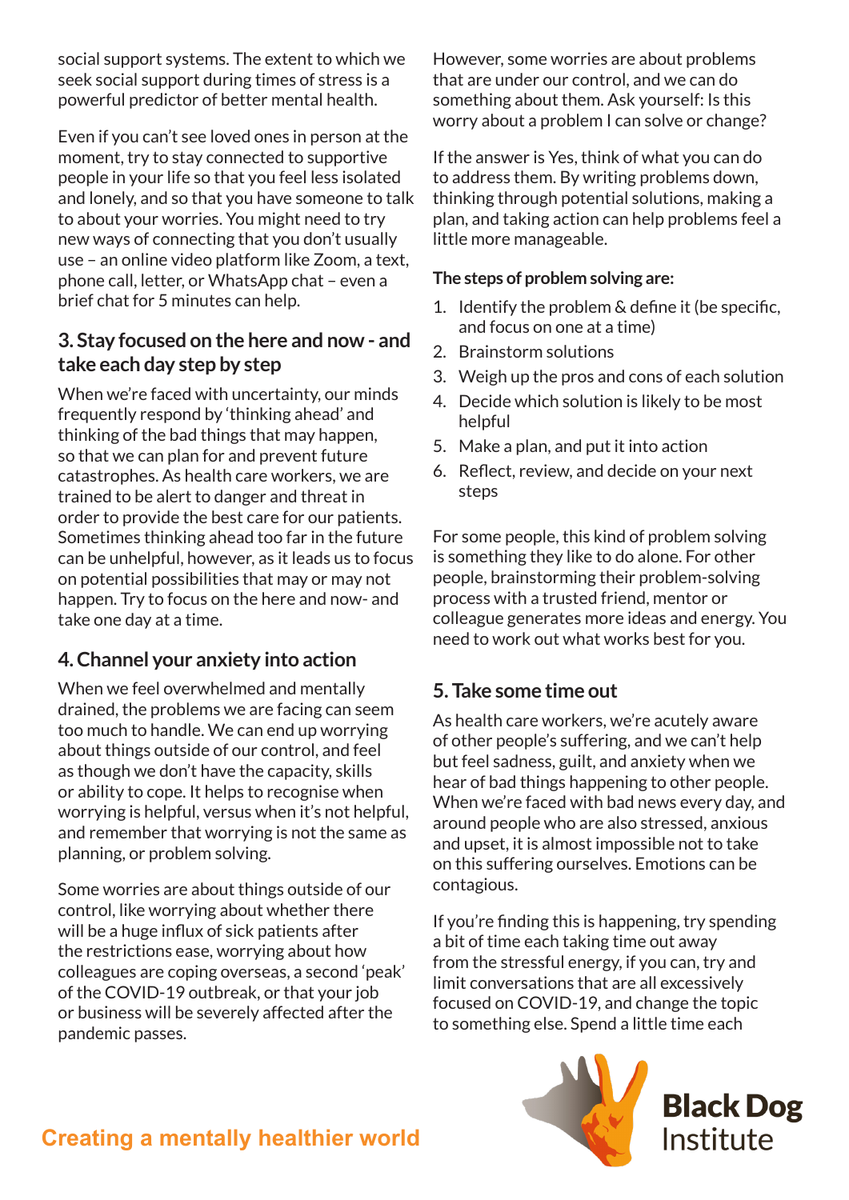social support systems. The extent to which we seek social support during times of stress is a powerful predictor of better mental health.

Even if you can't see loved ones in person at the moment, try to stay connected to supportive people in your life so that you feel less isolated and lonely, and so that you have someone to talk to about your worries. You might need to try new ways of connecting that you don't usually use – an online video platform like Zoom, a text, phone call, letter, or WhatsApp chat – even a brief chat for 5 minutes can help.

## 3. Stay focused on the here and now - and take each day step by step

When we're faced with uncertainty, our minds frequently respond by 'thinking ahead' and thinking of the bad things that may happen, so that we can plan for and prevent future catastrophes. As health care workers, we are trained to be alert to danger and threat in order to provide the best care for our patients. Sometimes thinking ahead too far in the future can be unhelpful, however, as it leads us to focus on potential possibilities that may or may not happen. Try to focus on the here and now- and take one day at a time.

## 4. Channel your anxiety into action

When we feel overwhelmed and mentally drained, the problems we are facing can seem too much to handle. We can end up worrying about things outside of our control, and feel as though we don't have the capacity, skills or ability to cope. It helps to recognise when worrying is helpful, versus when it's not helpful, and remember that worrying is not the same as planning, or problem solving.

Some worries are about things outside of our control, like worrying about whether there will be a huge influx of sick patients after the restrictions ease, worrying about how colleagues are coping overseas, a second 'peak' of the COVID-19 outbreak, or that your job or business will be severely affected after the pandemic passes.

However, some worries are about problems that are under our control, and we can do something about them. Ask yourself: Is this worry about a problem I can solve or change?

If the answer is Yes, think of what you can do to address them. By writing problems down, thinking through potential solutions, making a plan, and taking action can help problems feel a little more manageable.

**The steps of problem solving are:**

1. Identify the problem & define it (be specific, and focus on one at a time)
2. Brainstorm solutions
3. Weigh up the pros and cons of each solution
4. Decide which solution is likely to be most helpful
5. Make a plan, and put it into action
6. Reflect, review, and decide on your next steps

For some people, this kind of problem solving is something they like to do alone. For other people, brainstorming their problem-solving process with a trusted friend, mentor or colleague generates more ideas and energy. You need to work out what works best for you.

## 5. Take some time out

As health care workers, we're acutely aware of other people's suffering, and we can't help but feel sadness, guilt, and anxiety when we hear of bad things happening to other people. When we're faced with bad news every day, and around people who are also stressed, anxious and upset, it is almost impossible not to take on this suffering ourselves. Emotions can be contagious.

If you're finding this is happening, try spending a bit of time each taking time out away from the stressful energy, if you can, try and limit conversations that are all excessively focused on COVID-19, and change the topic to something else. Spend a little time each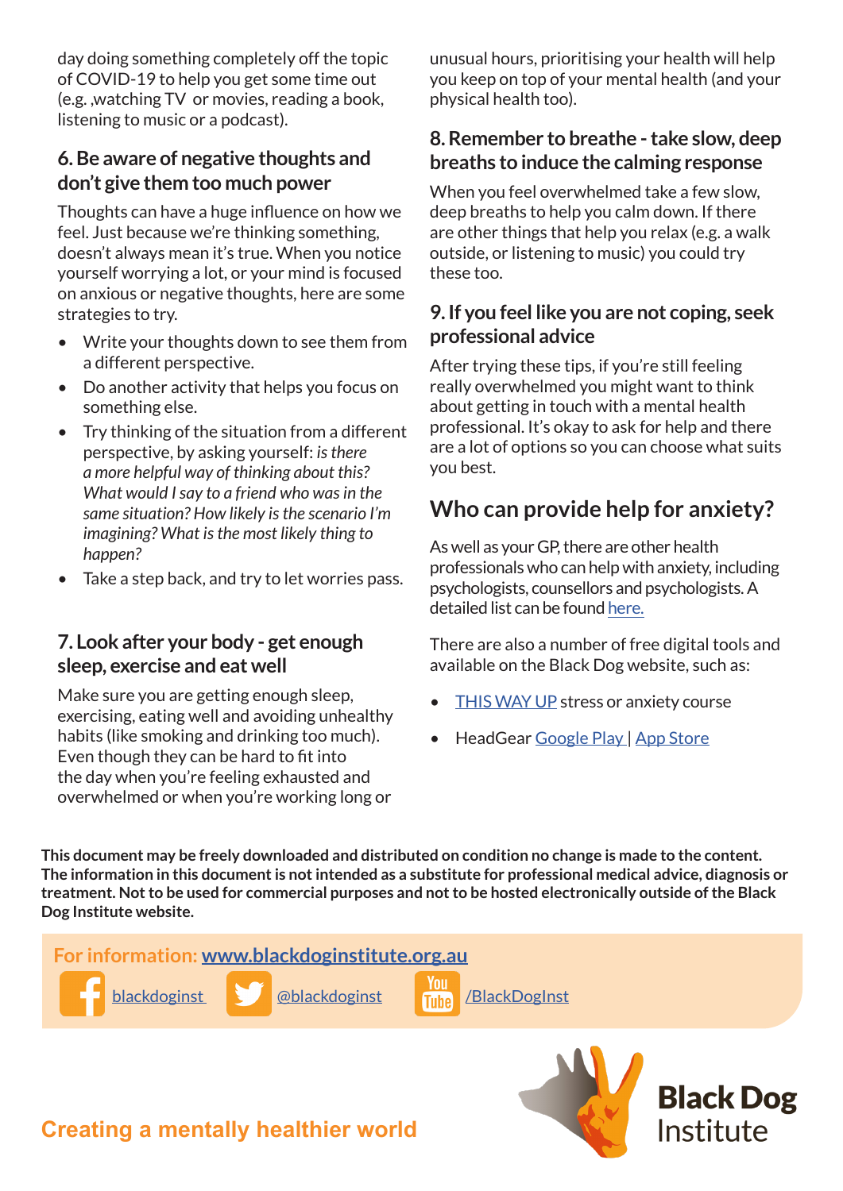day doing something completely off the topic of COVID-19 to help you get some time out (e.g. ,watching TV or movies, reading a book, listening to music or a podcast).

### 6. Be aware of negative thoughts and don't give them too much power

Thoughts can have a huge influence on how we feel. Just because we're thinking something, doesn't always mean it's true. When you notice yourself worrying a lot, or your mind is focused on anxious or negative thoughts, here are some strategies to try.

- Write your thoughts down to see them from a different perspective.
- Do another activity that helps you focus on something else.
- Try thinking of the situation from a different perspective, by asking yourself: *is there a more helpful way of thinking about this? What would I say to a friend who was in the same situation? How likely is the scenario I'm imagining? What is the most likely thing to happen?*
- Take a step back, and try to let worries pass.

### 7. Look after your body - get enough sleep, exercise and eat well

Make sure you are getting enough sleep, exercising, eating well and avoiding unhealthy habits (like smoking and drinking too much). Even though they can be hard to fit into the day when you're feeling exhausted and overwhelmed or when you're working long or unusual hours, prioritising your health will help you keep on top of your mental health (and your physical health too).

### 8. Remember to breathe - take slow, deep breaths to induce the calming response

When you feel overwhelmed take a few slow, deep breaths to help you calm down. If there are other things that help you relax (e.g. a walk outside, or listening to music) you could try these too.

### 9. If you feel like you are not coping, seek professional advice

After trying these tips, if you're still feeling really overwhelmed you might want to think about getting in touch with a mental health professional. It's okay to ask for help and there are a lot of options so you can choose what suits you best.

## Who can provide help for anxiety?

As well as your GP, there are other health professionals who can help with anxiety, including psychologists, counsellors and psychologists. A detailed list can be found here.

There are also a number of free digital tools and available on the Black Dog website, such as:

- THIS WAY UP stress or anxiety course
- HeadGear Google Play | App Store

**This document may be freely downloaded and distributed on condition no change is made to the content. The information in this document is not intended as a substitute for professional medical advice, diagnosis or treatment. Not to be used for commercial purposes and not to be hosted electronically outside of the Black Dog Institute website.**

**For information: www.blackdoginstitute.org.au**

blackdoginst @blackdoginst /BlackDogInst

**Creating a mentally healthier world**

**Black Dog** Institute